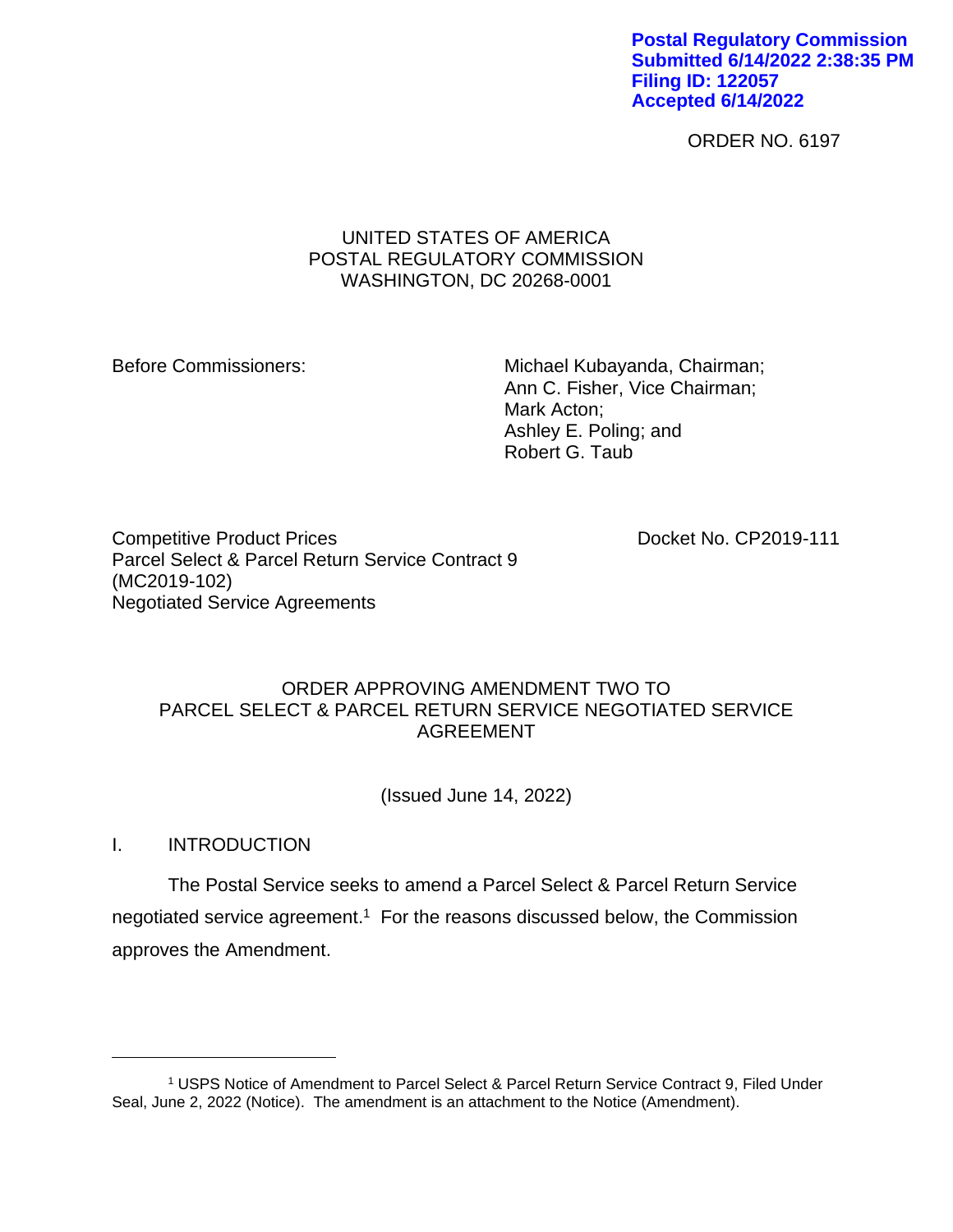Postal Regulatory Commission
Submitted 6/14/2022 2:38:35 PM
Filing ID: 122057
Accepted 6/14/2022

ORDER NO. 6197

UNITED STATES OF AMERICA
POSTAL REGULATORY COMMISSION
WASHINGTON, DC 20268-0001

Before Commissioners:

Michael Kubayanda, Chairman;
Ann C. Fisher, Vice Chairman;
Mark Acton;
Ashley E. Poling; and
Robert G. Taub

Competitive Product Prices
Parcel Select & Parcel Return Service Contract 9
(MC2019-102)
Negotiated Service Agreements

Docket No. CP2019-111

ORDER APPROVING AMENDMENT TWO TO
PARCEL SELECT & PARCEL RETURN SERVICE NEGOTIATED SERVICE
AGREEMENT

(Issued June 14, 2022)

## I. INTRODUCTION

The Postal Service seeks to amend a Parcel Select & Parcel Return Service negotiated service agreement.[1] For the reasons discussed below, the Commission approves the Amendment.

[1] USPS Notice of Amendment to Parcel Select & Parcel Return Service Contract 9, Filed Under Seal, June 2, 2022 (Notice). The amendment is an attachment to the Notice (Amendment).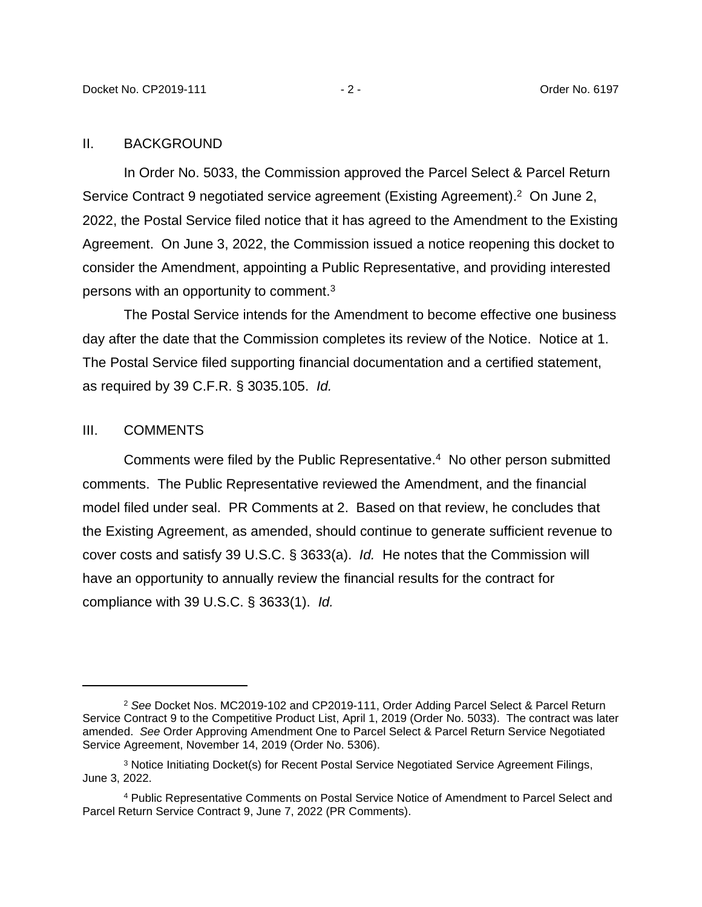## II. BACKGROUND

In Order No. 5033, the Commission approved the Parcel Select & Parcel Return Service Contract 9 negotiated service agreement (Existing Agreement).[2] On June 2, 2022, the Postal Service filed notice that it has agreed to the Amendment to the Existing Agreement. On June 3, 2022, the Commission issued a notice reopening this docket to consider the Amendment, appointing a Public Representative, and providing interested persons with an opportunity to comment.[3]

The Postal Service intends for the Amendment to become effective one business day after the date that the Commission completes its review of the Notice. Notice at 1. The Postal Service filed supporting financial documentation and a certified statement, as required by 39 C.F.R. § 3035.105. *Id.*

## III. COMMENTS

Comments were filed by the Public Representative.[4] No other person submitted comments. The Public Representative reviewed the Amendment, and the financial model filed under seal. PR Comments at 2. Based on that review, he concludes that the Existing Agreement, as amended, should continue to generate sufficient revenue to cover costs and satisfy 39 U.S.C. § 3633(a). *Id.* He notes that the Commission will have an opportunity to annually review the financial results for the contract for compliance with 39 U.S.C. § 3633(1). *Id.*

---

[2] *See* Docket Nos. MC2019-102 and CP2019-111, Order Adding Parcel Select & Parcel Return Service Contract 9 to the Competitive Product List, April 1, 2019 (Order No. 5033). The contract was later amended. *See* Order Approving Amendment One to Parcel Select & Parcel Return Service Negotiated Service Agreement, November 14, 2019 (Order No. 5306).

[3] Notice Initiating Docket(s) for Recent Postal Service Negotiated Service Agreement Filings, June 3, 2022.

[4] Public Representative Comments on Postal Service Notice of Amendment to Parcel Select and Parcel Return Service Contract 9, June 7, 2022 (PR Comments).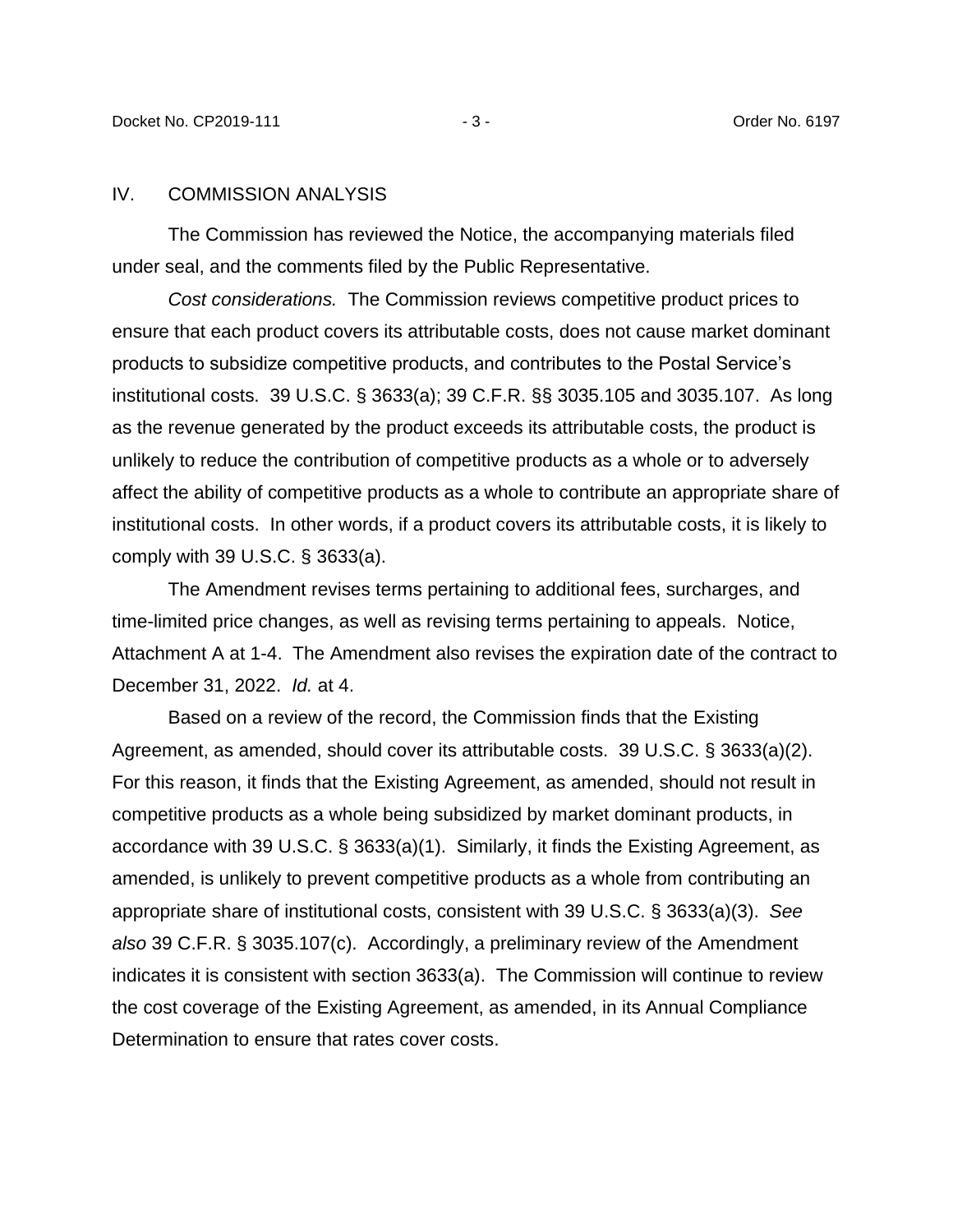## IV. COMMISSION ANALYSIS

The Commission has reviewed the Notice, the accompanying materials filed under seal, and the comments filed by the Public Representative.

*Cost considerations.* The Commission reviews competitive product prices to ensure that each product covers its attributable costs, does not cause market dominant products to subsidize competitive products, and contributes to the Postal Service's institutional costs. 39 U.S.C. § 3633(a); 39 C.F.R. §§ 3035.105 and 3035.107. As long as the revenue generated by the product exceeds its attributable costs, the product is unlikely to reduce the contribution of competitive products as a whole or to adversely affect the ability of competitive products as a whole to contribute an appropriate share of institutional costs. In other words, if a product covers its attributable costs, it is likely to comply with 39 U.S.C. § 3633(a).

The Amendment revises terms pertaining to additional fees, surcharges, and time-limited price changes, as well as revising terms pertaining to appeals. Notice, Attachment A at 1-4. The Amendment also revises the expiration date of the contract to December 31, 2022. *Id.* at 4.

Based on a review of the record, the Commission finds that the Existing Agreement, as amended, should cover its attributable costs. 39 U.S.C. § 3633(a)(2). For this reason, it finds that the Existing Agreement, as amended, should not result in competitive products as a whole being subsidized by market dominant products, in accordance with 39 U.S.C. § 3633(a)(1). Similarly, it finds the Existing Agreement, as amended, is unlikely to prevent competitive products as a whole from contributing an appropriate share of institutional costs, consistent with 39 U.S.C. § 3633(a)(3). *See also* 39 C.F.R. § 3035.107(c). Accordingly, a preliminary review of the Amendment indicates it is consistent with section 3633(a). The Commission will continue to review the cost coverage of the Existing Agreement, as amended, in its Annual Compliance Determination to ensure that rates cover costs.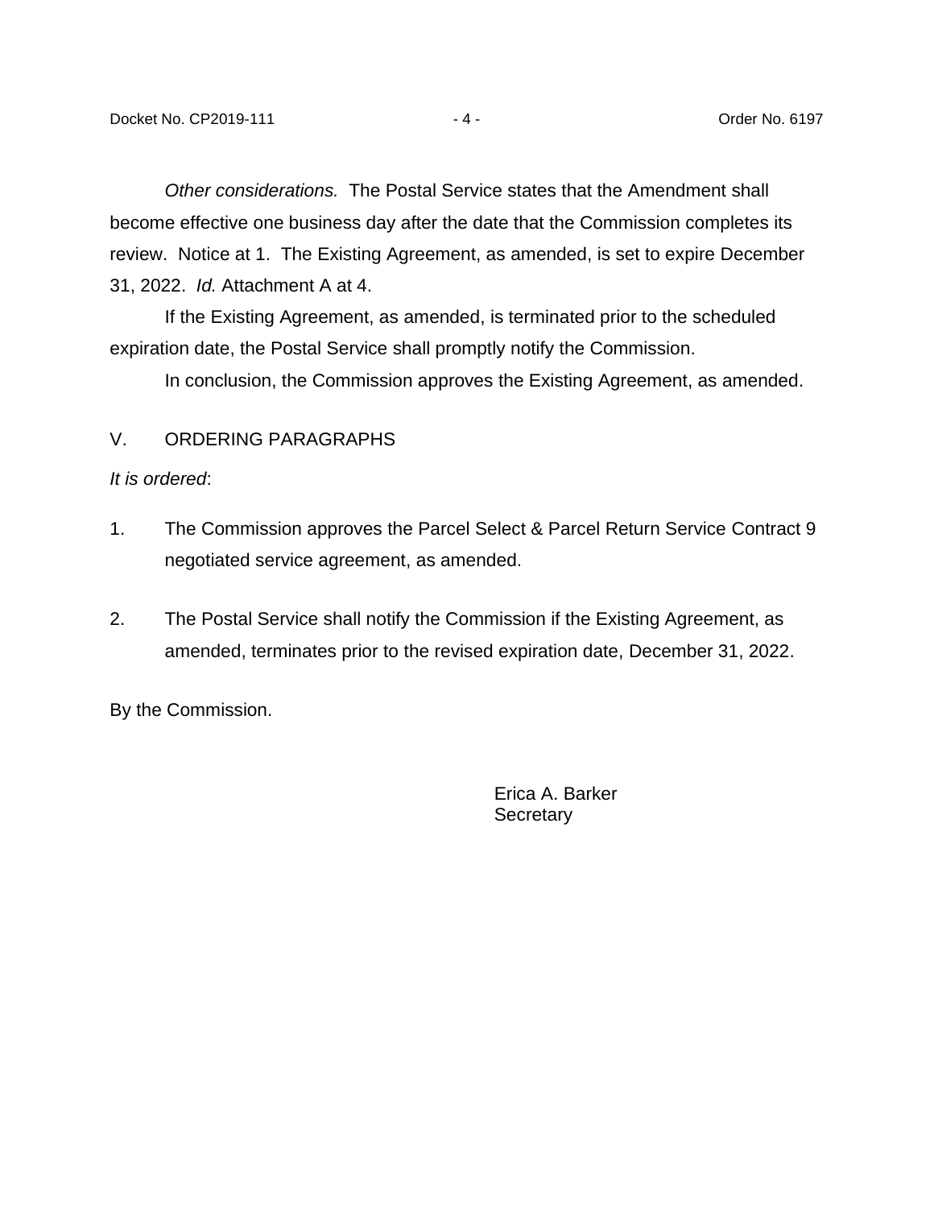*Other considerations.* The Postal Service states that the Amendment shall become effective one business day after the date that the Commission completes its review. Notice at 1. The Existing Agreement, as amended, is set to expire December 31, 2022. *Id.* Attachment A at 4.

If the Existing Agreement, as amended, is terminated prior to the scheduled expiration date, the Postal Service shall promptly notify the Commission.

In conclusion, the Commission approves the Existing Agreement, as amended.

## V. ORDERING PARAGRAPHS

*It is ordered*:

1. The Commission approves the Parcel Select & Parcel Return Service Contract 9 negotiated service agreement, as amended.

2. The Postal Service shall notify the Commission if the Existing Agreement, as amended, terminates prior to the revised expiration date, December 31, 2022.

By the Commission.

Erica A. Barker
Secretary